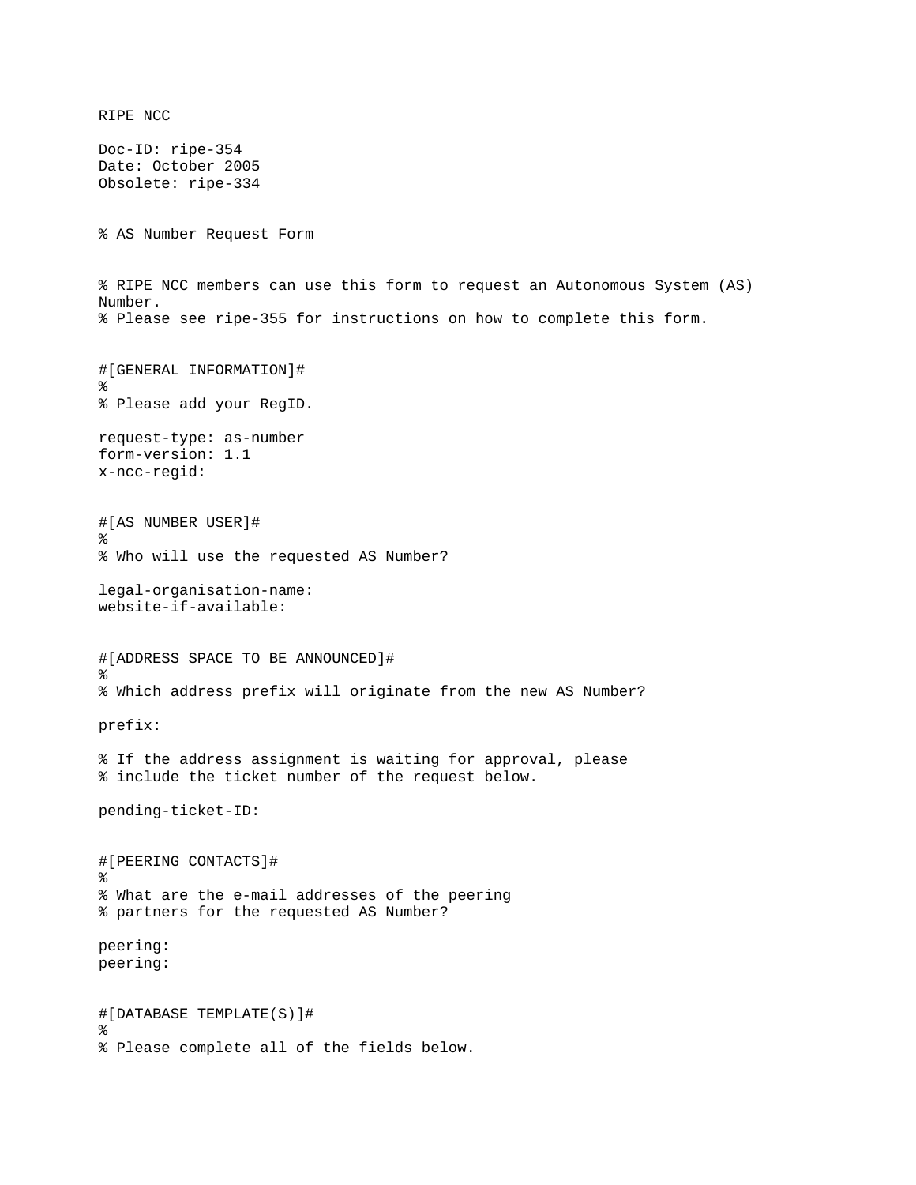RIPE NCC

Doc-ID: ripe-354
Date: October 2005
Obsolete: ripe-334

```
% AS Number Request Form


% RIPE NCC members can use this form to request an Autonomous System (AS)
Number.
% Please see ripe-355 for instructions on how to complete this form.


#[GENERAL INFORMATION]#
%
% Please add your RegID.

request-type: as-number
form-version: 1.1
x-ncc-regid:


#[AS NUMBER USER]#
%
% Who will use the requested AS Number?

legal-organisation-name:
website-if-available:


#[ADDRESS SPACE TO BE ANNOUNCED]#
%
% Which address prefix will originate from the new AS Number?

prefix:

% If the address assignment is waiting for approval, please
% include the ticket number of the request below.

pending-ticket-ID:


#[PEERING CONTACTS]#
%
% What are the e-mail addresses of the peering
% partners for the requested AS Number?

peering:
peering:


#[DATABASE TEMPLATE(S)]#
%
% Please complete all of the fields below.
```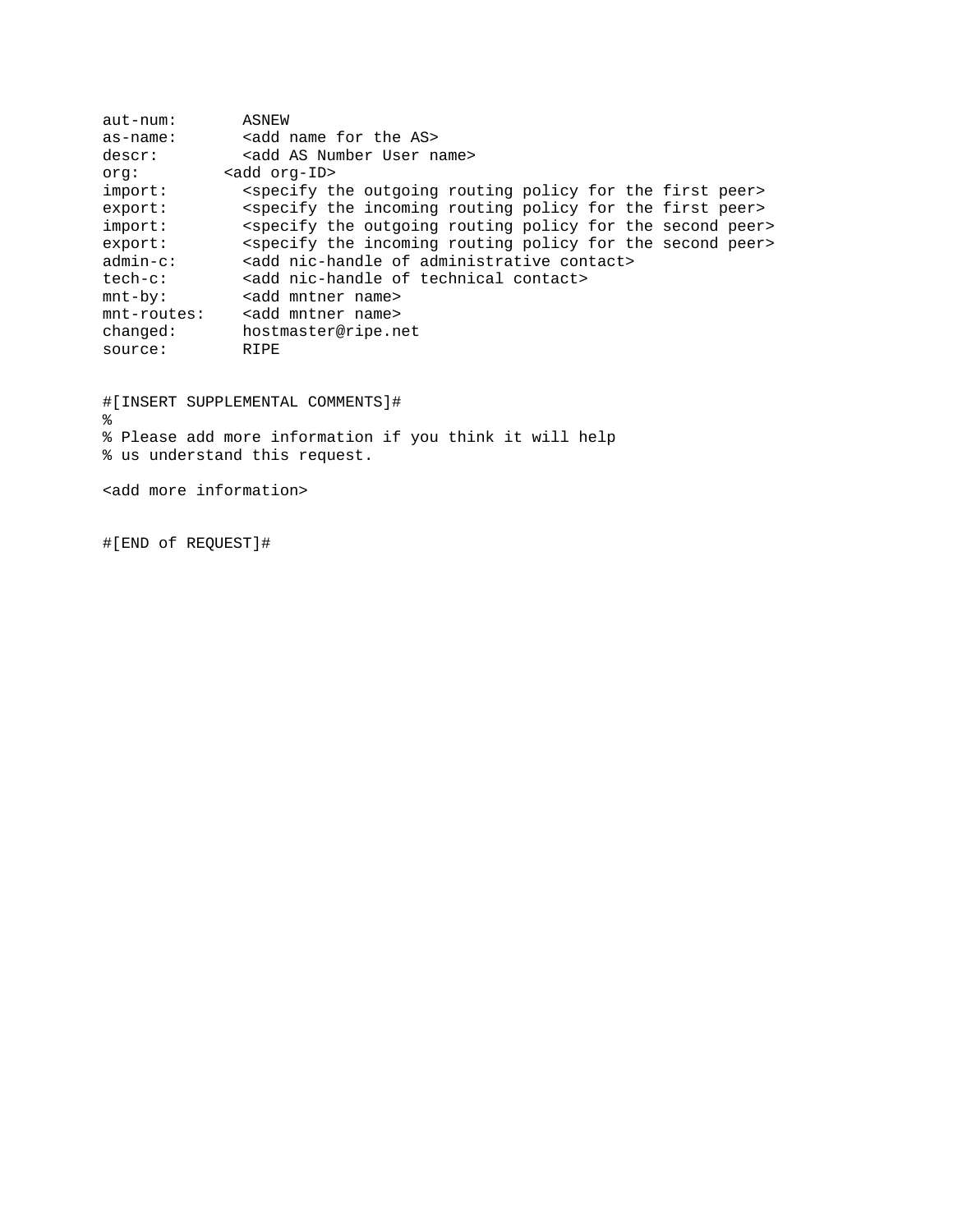```
aut-num:       ASNEW
as-name:       <add name for the AS>
descr:         <add AS Number User name>
org:         <add org-ID>
import:        <specify the outgoing routing policy for the first peer>
export:        <specify the incoming routing policy for the first peer>
import:        <specify the outgoing routing policy for the second peer>
export:        <specify the incoming routing policy for the second peer>
admin-c:       <add nic-handle of administrative contact>
tech-c:        <add nic-handle of technical contact>
mnt-by:        <add mntner name>
mnt-routes:    <add mntner name>
changed:       hostmaster@ripe.net
source:        RIPE


#[INSERT SUPPLEMENTAL COMMENTS]#
%
% Please add more information if you think it will help
% us understand this request.

<add more information>


#[END of REQUEST]#
```